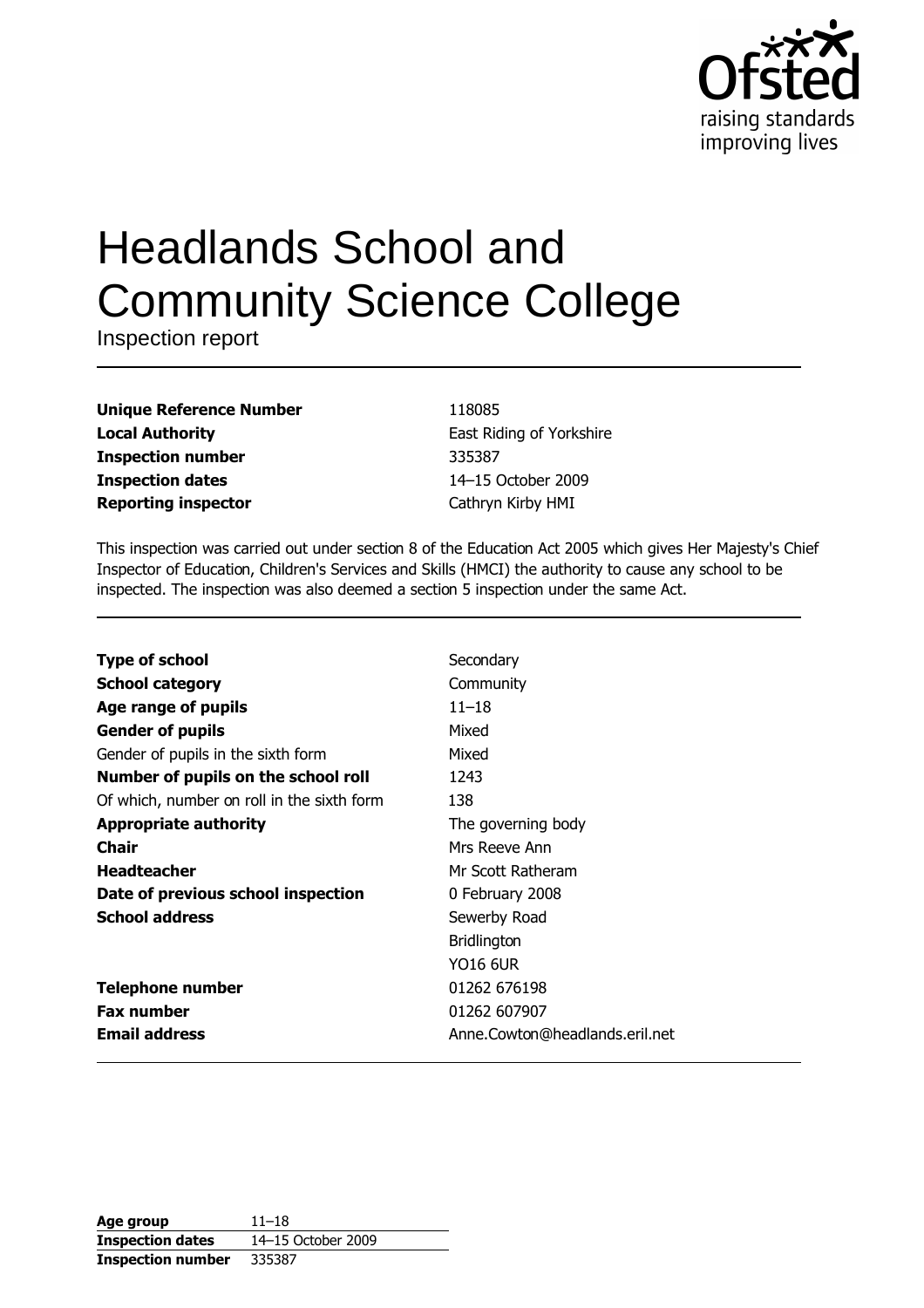# Headlands School and Community Science College

Inspection report

| | |
|---|---|
| **Unique Reference Number** | 118085 |
| **Local Authority** | East Riding of Yorkshire |
| **Inspection number** | 335387 |
| **Inspection dates** | 14–15 October 2009 |
| **Reporting inspector** | Cathryn Kirby HMI |

This inspection was carried out under section 8 of the Education Act 2005 which gives Her Majesty's Chief Inspector of Education, Children's Services and Skills (HMCI) the authority to cause any school to be inspected. The inspection was also deemed a section 5 inspection under the same Act.

| | |
|---|---|
| **Type of school** | Secondary |
| **School category** | Community |
| **Age range of pupils** | 11–18 |
| **Gender of pupils** | Mixed |
| Gender of pupils in the sixth form | Mixed |
| **Number of pupils on the school roll** | 1243 |
| Of which, number on roll in the sixth form | 138 |
| **Appropriate authority** | The governing body |
| **Chair** | Mrs Reeve Ann |
| **Headteacher** | Mr Scott Ratheram |
| **Date of previous school inspection** | 0 February 2008 |
| **School address** | Sewerby Road<br>Bridlington<br>YO16 6UR |
| **Telephone number** | 01262 676198 |
| **Fax number** | 01262 607907 |
| **Email address** | Anne.Cowton@headlands.eril.net |

| | |
|---|---|
| **Age group** | 11–18 |
| **Inspection dates** | 14–15 October 2009 |
| **Inspection number** | 335387 |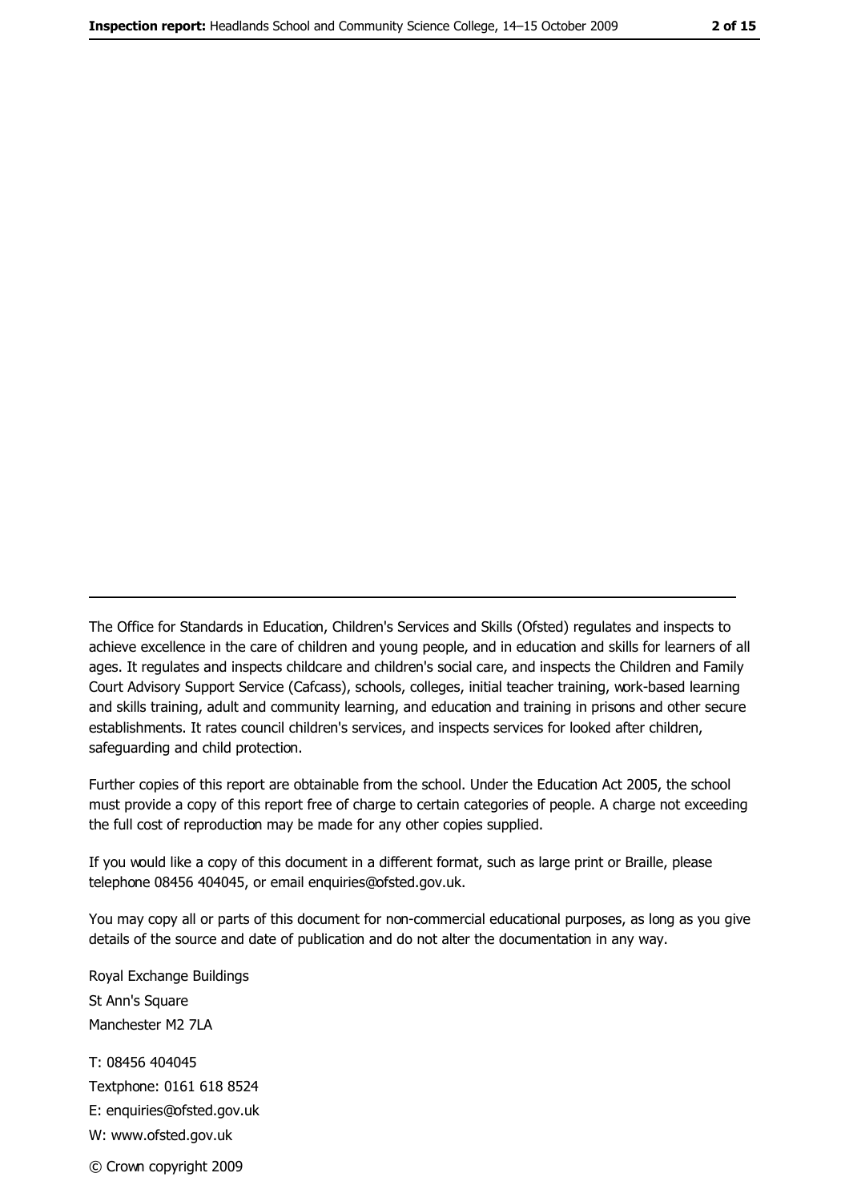The Office for Standards in Education, Children's Services and Skills (Ofsted) regulates and inspects to achieve excellence in the care of children and young people, and in education and skills for learners of all ages. It regulates and inspects childcare and children's social care, and inspects the Children and Family Court Advisory Support Service (Cafcass), schools, colleges, initial teacher training, work-based learning and skills training, adult and community learning, and education and training in prisons and other secure establishments. It rates council children's services, and inspects services for looked after children, safeguarding and child protection.

Further copies of this report are obtainable from the school. Under the Education Act 2005, the school must provide a copy of this report free of charge to certain categories of people. A charge not exceeding the full cost of reproduction may be made for any other copies supplied.

If you would like a copy of this document in a different format, such as large print or Braille, please telephone 08456 404045, or email enquiries@ofsted.gov.uk.

You may copy all or parts of this document for non-commercial educational purposes, as long as you give details of the source and date of publication and do not alter the documentation in any way.

Royal Exchange Buildings
St Ann's Square
Manchester M2 7LA

T: 08456 404045
Textphone: 0161 618 8524
E: enquiries@ofsted.gov.uk
W: www.ofsted.gov.uk

© Crown copyright 2009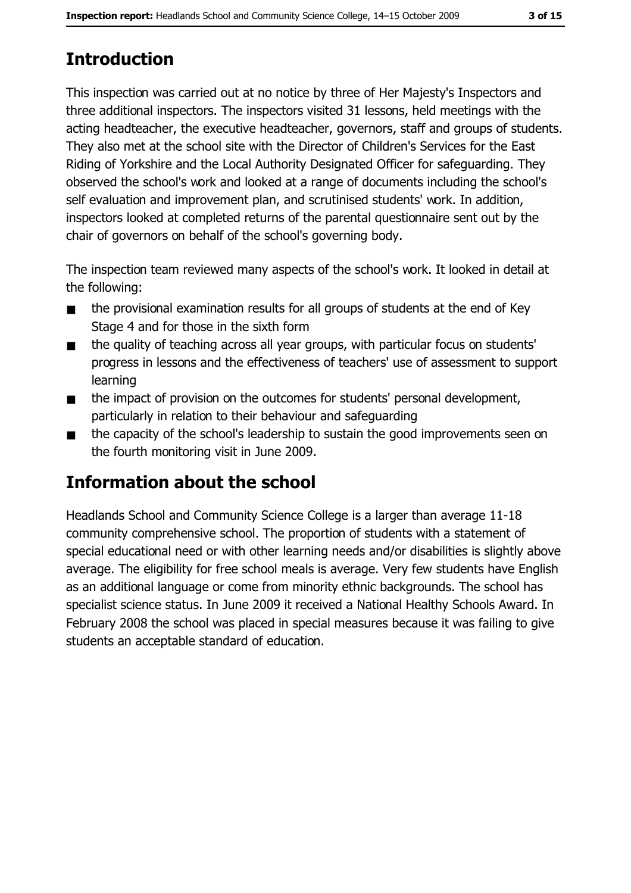# Introduction

This inspection was carried out at no notice by three of Her Majesty's Inspectors and three additional inspectors. The inspectors visited 31 lessons, held meetings with the acting headteacher, the executive headteacher, governors, staff and groups of students. They also met at the school site with the Director of Children's Services for the East Riding of Yorkshire and the Local Authority Designated Officer for safeguarding. They observed the school's work and looked at a range of documents including the school's self evaluation and improvement plan, and scrutinised students' work. In addition, inspectors looked at completed returns of the parental questionnaire sent out by the chair of governors on behalf of the school's governing body.

The inspection team reviewed many aspects of the school's work. It looked in detail at the following:

- the provisional examination results for all groups of students at the end of Key Stage 4 and for those in the sixth form
- the quality of teaching across all year groups, with particular focus on students' progress in lessons and the effectiveness of teachers' use of assessment to support learning
- the impact of provision on the outcomes for students' personal development, particularly in relation to their behaviour and safeguarding
- the capacity of the school's leadership to sustain the good improvements seen on the fourth monitoring visit in June 2009.

# Information about the school

Headlands School and Community Science College is a larger than average 11-18 community comprehensive school. The proportion of students with a statement of special educational need or with other learning needs and/or disabilities is slightly above average. The eligibility for free school meals is average. Very few students have English as an additional language or come from minority ethnic backgrounds. The school has specialist science status. In June 2009 it received a National Healthy Schools Award. In February 2008 the school was placed in special measures because it was failing to give students an acceptable standard of education.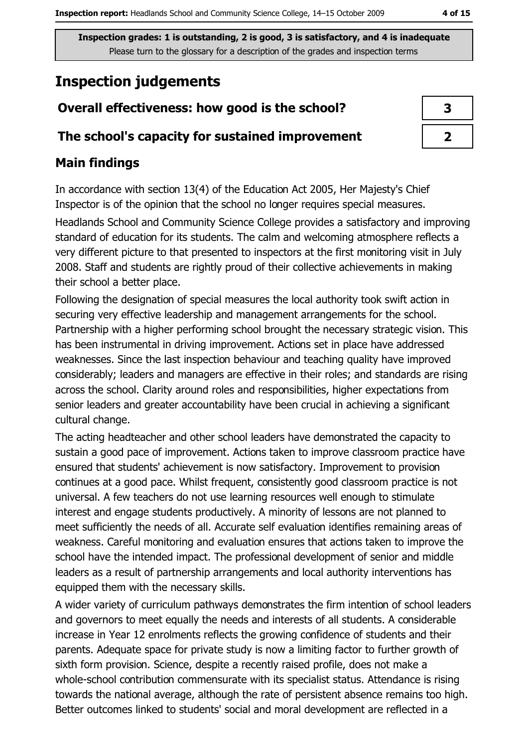**Inspection grades: 1 is outstanding, 2 is good, 3 is satisfactory, and 4 is inadequate**
Please turn to the glossary for a description of the grades and inspection terms

# Inspection judgements

| Overall effectiveness: how good is the school? | 3 |
|---|---|
| The school's capacity for sustained improvement | 2 |

## Main findings

In accordance with section 13(4) of the Education Act 2005, Her Majesty's Chief Inspector is of the opinion that the school no longer requires special measures.

Headlands School and Community Science College provides a satisfactory and improving standard of education for its students. The calm and welcoming atmosphere reflects a very different picture to that presented to inspectors at the first monitoring visit in July 2008. Staff and students are rightly proud of their collective achievements in making their school a better place.

Following the designation of special measures the local authority took swift action in securing very effective leadership and management arrangements for the school. Partnership with a higher performing school brought the necessary strategic vision. This has been instrumental in driving improvement. Actions set in place have addressed weaknesses. Since the last inspection behaviour and teaching quality have improved considerably; leaders and managers are effective in their roles; and standards are rising across the school. Clarity around roles and responsibilities, higher expectations from senior leaders and greater accountability have been crucial in achieving a significant cultural change.

The acting headteacher and other school leaders have demonstrated the capacity to sustain a good pace of improvement. Actions taken to improve classroom practice have ensured that students' achievement is now satisfactory. Improvement to provision continues at a good pace. Whilst frequent, consistently good classroom practice is not universal. A few teachers do not use learning resources well enough to stimulate interest and engage students productively. A minority of lessons are not planned to meet sufficiently the needs of all. Accurate self evaluation identifies remaining areas of weakness. Careful monitoring and evaluation ensures that actions taken to improve the school have the intended impact. The professional development of senior and middle leaders as a result of partnership arrangements and local authority interventions has equipped them with the necessary skills.

A wider variety of curriculum pathways demonstrates the firm intention of school leaders and governors to meet equally the needs and interests of all students. A considerable increase in Year 12 enrolments reflects the growing confidence of students and their parents. Adequate space for private study is now a limiting factor to further growth of sixth form provision. Science, despite a recently raised profile, does not make a whole-school contribution commensurate with its specialist status. Attendance is rising towards the national average, although the rate of persistent absence remains too high. Better outcomes linked to students' social and moral development are reflected in a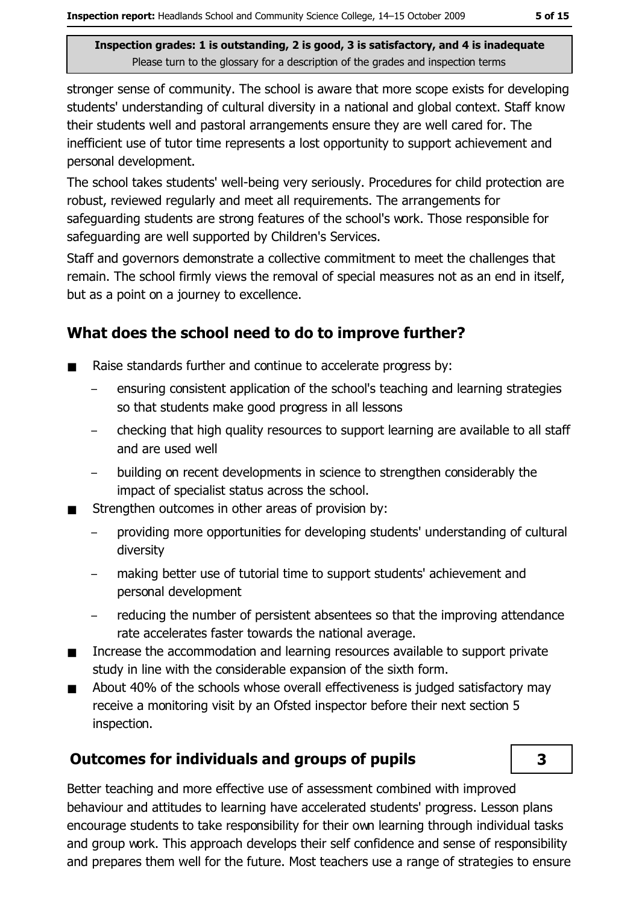stronger sense of community. The school is aware that more scope exists for developing students' understanding of cultural diversity in a national and global context. Staff know their students well and pastoral arrangements ensure they are well cared for. The inefficient use of tutor time represents a lost opportunity to support achievement and personal development.

The school takes students' well-being very seriously. Procedures for child protection are robust, reviewed regularly and meet all requirements. The arrangements for safeguarding students are strong features of the school's work. Those responsible for safeguarding are well supported by Children's Services.

Staff and governors demonstrate a collective commitment to meet the challenges that remain. The school firmly views the removal of special measures not as an end in itself, but as a point on a journey to excellence.

## What does the school need to do to improve further?

- Raise standards further and continue to accelerate progress by:
  - ensuring consistent application of the school's teaching and learning strategies so that students make good progress in all lessons
  - checking that high quality resources to support learning are available to all staff and are used well
  - building on recent developments in science to strengthen considerably the impact of specialist status across the school.
- Strengthen outcomes in other areas of provision by:
  - providing more opportunities for developing students' understanding of cultural diversity
  - making better use of tutorial time to support students' achievement and personal development
  - reducing the number of persistent absentees so that the improving attendance rate accelerates faster towards the national average.
- Increase the accommodation and learning resources available to support private study in line with the considerable expansion of the sixth form.
- About 40% of the schools whose overall effectiveness is judged satisfactory may receive a monitoring visit by an Ofsted inspector before their next section 5 inspection.

## Outcomes for individuals and groups of pupils — 3

Better teaching and more effective use of assessment combined with improved behaviour and attitudes to learning have accelerated students' progress. Lesson plans encourage students to take responsibility for their own learning through individual tasks and group work. This approach develops their self confidence and sense of responsibility and prepares them well for the future. Most teachers use a range of strategies to ensure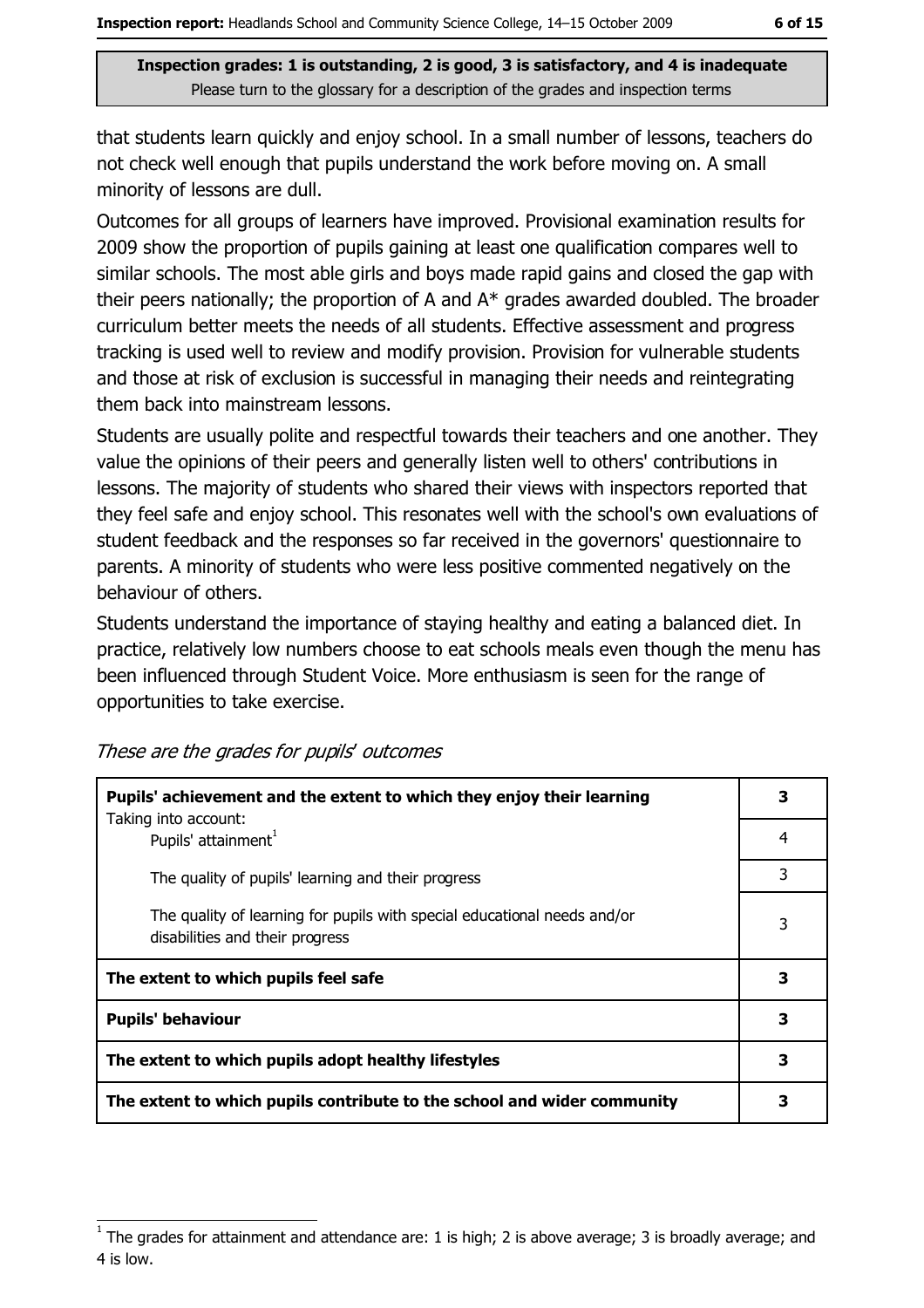that students learn quickly and enjoy school. In a small number of lessons, teachers do not check well enough that pupils understand the work before moving on. A small minority of lessons are dull.

Outcomes for all groups of learners have improved. Provisional examination results for 2009 show the proportion of pupils gaining at least one qualification compares well to similar schools. The most able girls and boys made rapid gains and closed the gap with their peers nationally; the proportion of A and A* grades awarded doubled. The broader curriculum better meets the needs of all students. Effective assessment and progress tracking is used well to review and modify provision. Provision for vulnerable students and those at risk of exclusion is successful in managing their needs and reintegrating them back into mainstream lessons.

Students are usually polite and respectful towards their teachers and one another. They value the opinions of their peers and generally listen well to others' contributions in lessons. The majority of students who shared their views with inspectors reported that they feel safe and enjoy school. This resonates well with the school's own evaluations of student feedback and the responses so far received in the governors' questionnaire to parents. A minority of students who were less positive commented negatively on the behaviour of others.

Students understand the importance of staying healthy and eating a balanced diet. In practice, relatively low numbers choose to eat schools meals even though the menu has been influenced through Student Voice. More enthusiasm is seen for the range of opportunities to take exercise.

*These are the grades for pupils' outcomes*

| | |
|---|---|
| **Pupils' achievement and the extent to which they enjoy their learning** | **3** |
| Taking into account: Pupils' attainment[1] | 4 |
| The quality of pupils' learning and their progress | 3 |
| The quality of learning for pupils with special educational needs and/or disabilities and their progress | 3 |
| **The extent to which pupils feel safe** | **3** |
| **Pupils' behaviour** | **3** |
| **The extent to which pupils adopt healthy lifestyles** | **3** |
| **The extent to which pupils contribute to the school and wider community** | **3** |

[1] The grades for attainment and attendance are: 1 is high; 2 is above average; 3 is broadly average; and 4 is low.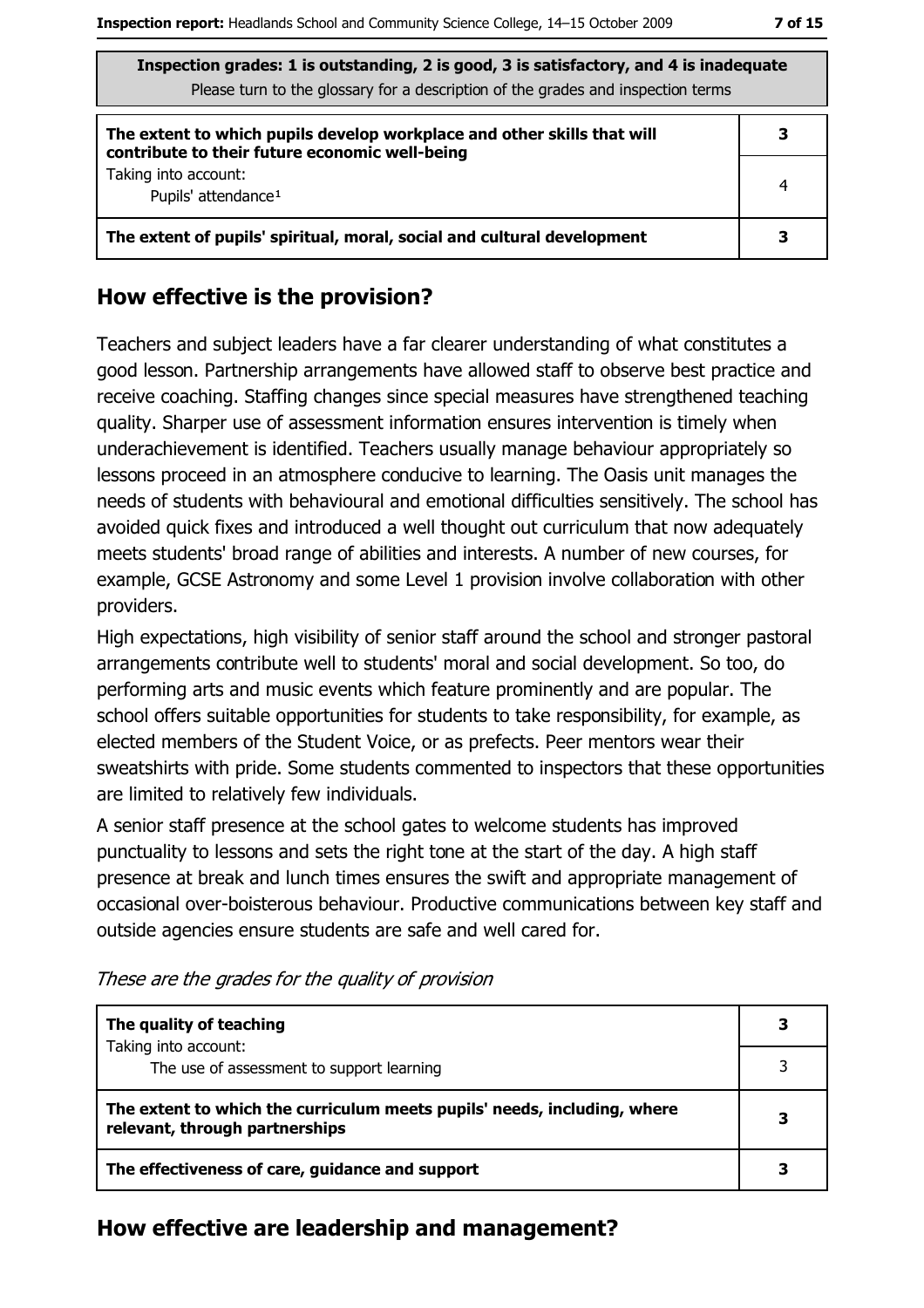**Inspection grades: 1 is outstanding, 2 is good, 3 is satisfactory, and 4 is inadequate**
Please turn to the glossary for a description of the grades and inspection terms

| | |
|---|---|
| **The extent to which pupils develop workplace and other skills that will contribute to their future economic well-being** | **3** |
| Taking into account: Pupils' attendance[1] | 4 |
| **The extent of pupils' spiritual, moral, social and cultural development** | **3** |

## How effective is the provision?

Teachers and subject leaders have a far clearer understanding of what constitutes a good lesson. Partnership arrangements have allowed staff to observe best practice and receive coaching. Staffing changes since special measures have strengthened teaching quality. Sharper use of assessment information ensures intervention is timely when underachievement is identified. Teachers usually manage behaviour appropriately so lessons proceed in an atmosphere conducive to learning. The Oasis unit manages the needs of students with behavioural and emotional difficulties sensitively. The school has avoided quick fixes and introduced a well thought out curriculum that now adequately meets students' broad range of abilities and interests. A number of new courses, for example, GCSE Astronomy and some Level 1 provision involve collaboration with other providers.

High expectations, high visibility of senior staff around the school and stronger pastoral arrangements contribute well to students' moral and social development. So too, do performing arts and music events which feature prominently and are popular. The school offers suitable opportunities for students to take responsibility, for example, as elected members of the Student Voice, or as prefects. Peer mentors wear their sweatshirts with pride. Some students commented to inspectors that these opportunities are limited to relatively few individuals.

A senior staff presence at the school gates to welcome students has improved punctuality to lessons and sets the right tone at the start of the day. A high staff presence at break and lunch times ensures the swift and appropriate management of occasional over-boisterous behaviour. Productive communications between key staff and outside agencies ensure students are safe and well cared for.

*These are the grades for the quality of provision*

| | |
|---|---|
| **The quality of teaching** | **3** |
| Taking into account: The use of assessment to support learning | 3 |
| **The extent to which the curriculum meets pupils' needs, including, where relevant, through partnerships** | **3** |
| **The effectiveness of care, guidance and support** | **3** |

## How effective are leadership and management?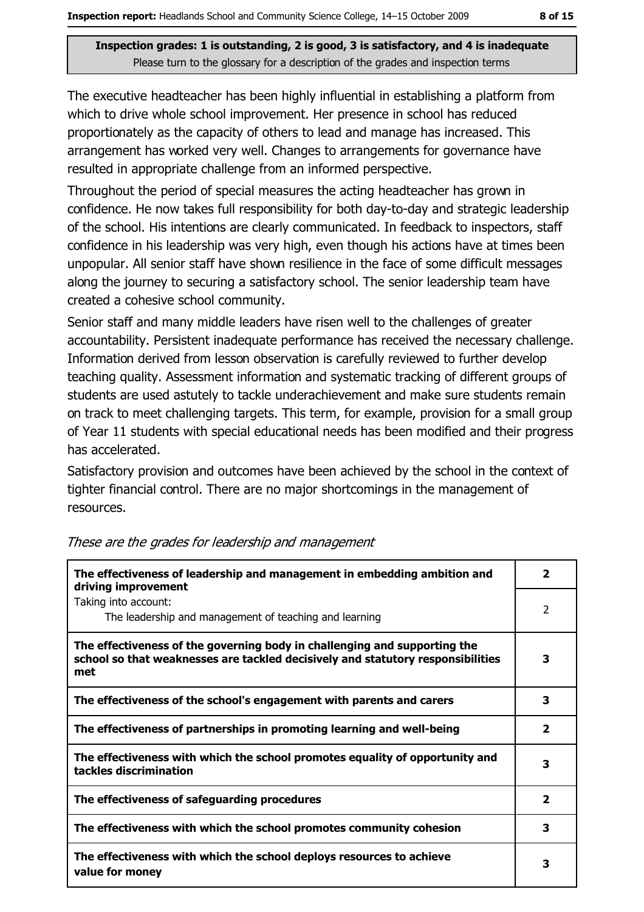**Inspection grades: 1 is outstanding, 2 is good, 3 is satisfactory, and 4 is inadequate**
Please turn to the glossary for a description of the grades and inspection terms

The executive headteacher has been highly influential in establishing a platform from which to drive whole school improvement. Her presence in school has reduced proportionately as the capacity of others to lead and manage has increased. This arrangement has worked very well. Changes to arrangements for governance have resulted in appropriate challenge from an informed perspective.

Throughout the period of special measures the acting headteacher has grown in confidence. He now takes full responsibility for both day-to-day and strategic leadership of the school. His intentions are clearly communicated. In feedback to inspectors, staff confidence in his leadership was very high, even though his actions have at times been unpopular. All senior staff have shown resilience in the face of some difficult messages along the journey to securing a satisfactory school. The senior leadership team have created a cohesive school community.

Senior staff and many middle leaders have risen well to the challenges of greater accountability. Persistent inadequate performance has received the necessary challenge. Information derived from lesson observation is carefully reviewed to further develop teaching quality. Assessment information and systematic tracking of different groups of students are used astutely to tackle underachievement and make sure students remain on track to meet challenging targets. This term, for example, provision for a small group of Year 11 students with special educational needs has been modified and their progress has accelerated.

Satisfactory provision and outcomes have been achieved by the school in the context of tighter financial control. There are no major shortcomings in the management of resources.

*These are the grades for leadership and management*

| | |
|---|---|
| **The effectiveness of leadership and management in embedding ambition and driving improvement** | **2** |
| Taking into account: The leadership and management of teaching and learning | 2 |
| **The effectiveness of the governing body in challenging and supporting the school so that weaknesses are tackled decisively and statutory responsibilities met** | **3** |
| **The effectiveness of the school's engagement with parents and carers** | **3** |
| **The effectiveness of partnerships in promoting learning and well-being** | **2** |
| **The effectiveness with which the school promotes equality of opportunity and tackles discrimination** | **3** |
| **The effectiveness of safeguarding procedures** | **2** |
| **The effectiveness with which the school promotes community cohesion** | **3** |
| **The effectiveness with which the school deploys resources to achieve value for money** | **3** |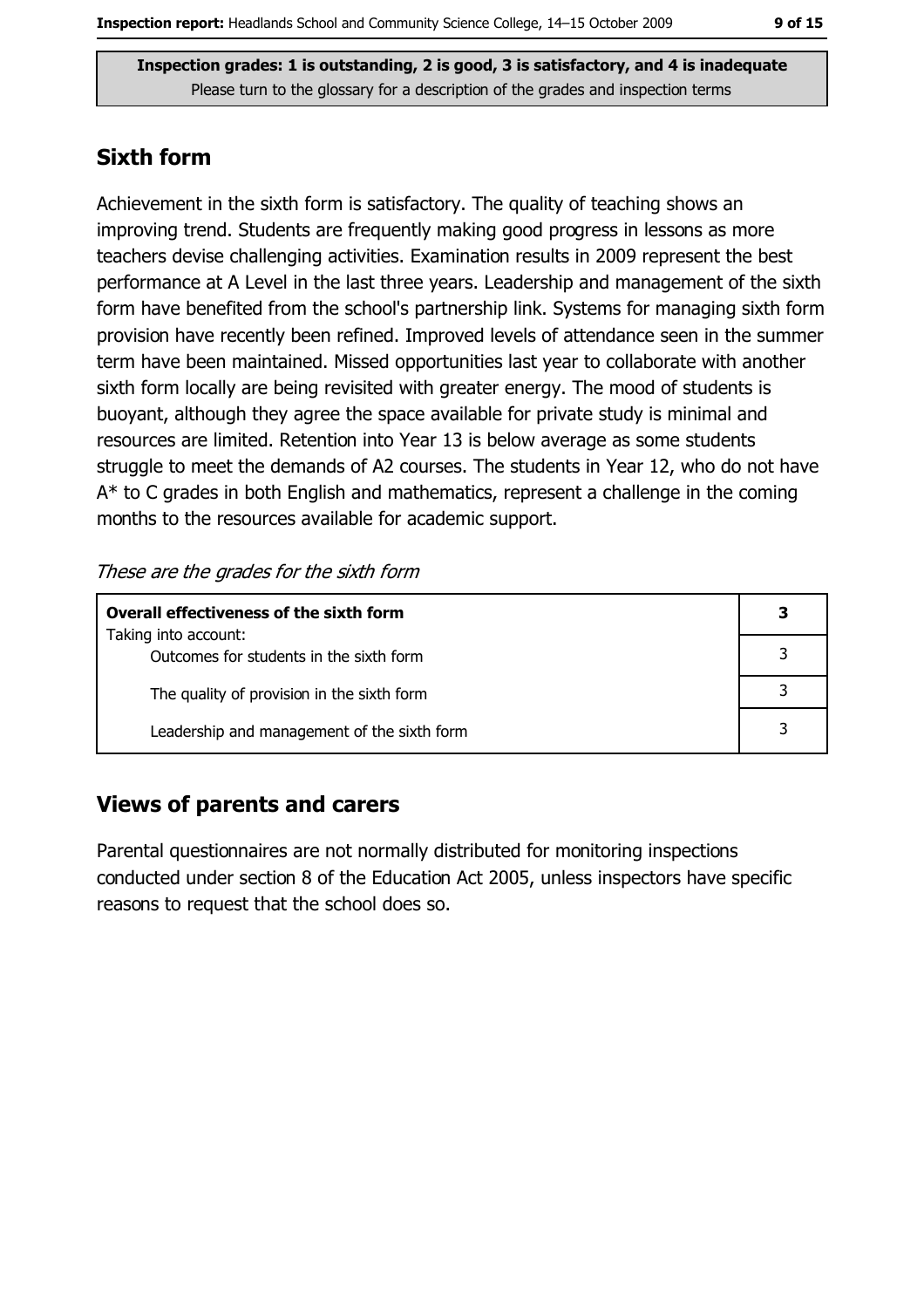**Inspection grades: 1 is outstanding, 2 is good, 3 is satisfactory, and 4 is inadequate**
Please turn to the glossary for a description of the grades and inspection terms

## Sixth form

Achievement in the sixth form is satisfactory. The quality of teaching shows an improving trend. Students are frequently making good progress in lessons as more teachers devise challenging activities. Examination results in 2009 represent the best performance at A Level in the last three years. Leadership and management of the sixth form have benefited from the school's partnership link. Systems for managing sixth form provision have recently been refined. Improved levels of attendance seen in the summer term have been maintained. Missed opportunities last year to collaborate with another sixth form locally are being revisited with greater energy. The mood of students is buoyant, although they agree the space available for private study is minimal and resources are limited. Retention into Year 13 is below average as some students struggle to meet the demands of A2 courses. The students in Year 12, who do not have A* to C grades in both English and mathematics, represent a challenge in the coming months to the resources available for academic support.

*These are the grades for the sixth form*

| **Overall effectiveness of the sixth form** | **3** |
|---|---|
| Taking into account:<br>Outcomes for students in the sixth form | 3 |
| The quality of provision in the sixth form | 3 |
| Leadership and management of the sixth form | 3 |

## Views of parents and carers

Parental questionnaires are not normally distributed for monitoring inspections conducted under section 8 of the Education Act 2005, unless inspectors have specific reasons to request that the school does so.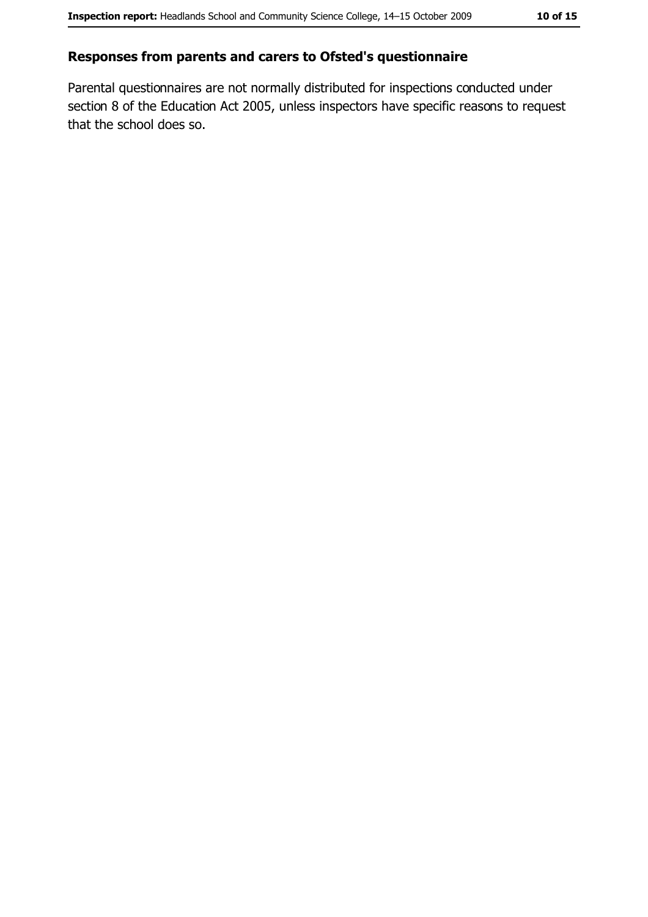## Responses from parents and carers to Ofsted's questionnaire

Parental questionnaires are not normally distributed for inspections conducted under section 8 of the Education Act 2005, unless inspectors have specific reasons to request that the school does so.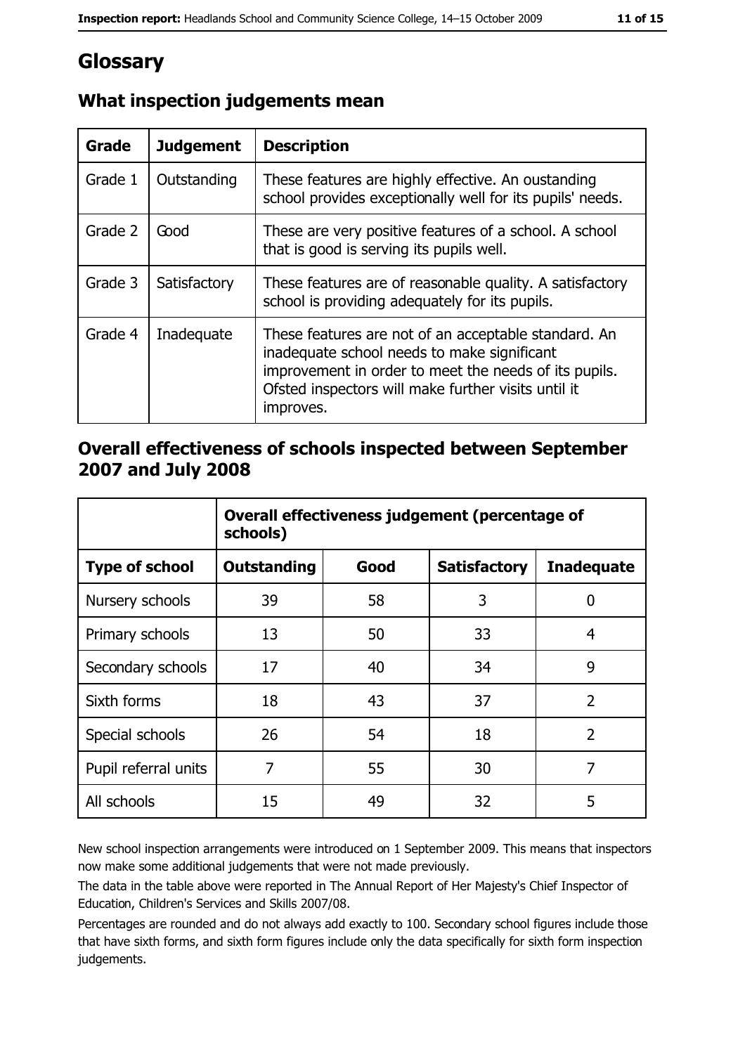# Glossary

## What inspection judgements mean

| Grade | Judgement | Description |
| --- | --- | --- |
| Grade 1 | Outstanding | These features are highly effective. An oustanding school provides exceptionally well for its pupils' needs. |
| Grade 2 | Good | These are very positive features of a school. A school that is good is serving its pupils well. |
| Grade 3 | Satisfactory | These features are of reasonable quality. A satisfactory school is providing adequately for its pupils. |
| Grade 4 | Inadequate | These features are not of an acceptable standard. An inadequate school needs to make significant improvement in order to meet the needs of its pupils. Ofsted inspectors will make further visits until it improves. |

## Overall effectiveness of schools inspected between September 2007 and July 2008

| | Overall effectiveness judgement (percentage of schools) | | | |
| --- | --- | --- | --- | --- |
| **Type of school** | **Outstanding** | **Good** | **Satisfactory** | **Inadequate** |
| Nursery schools | 39 | 58 | 3 | 0 |
| Primary schools | 13 | 50 | 33 | 4 |
| Secondary schools | 17 | 40 | 34 | 9 |
| Sixth forms | 18 | 43 | 37 | 2 |
| Special schools | 26 | 54 | 18 | 2 |
| Pupil referral units | 7 | 55 | 30 | 7 |
| All schools | 15 | 49 | 32 | 5 |

New school inspection arrangements were introduced on 1 September 2009. This means that inspectors now make some additional judgements that were not made previously.

The data in the table above were reported in The Annual Report of Her Majesty's Chief Inspector of Education, Children's Services and Skills 2007/08.

Percentages are rounded and do not always add exactly to 100. Secondary school figures include those that have sixth forms, and sixth form figures include only the data specifically for sixth form inspection judgements.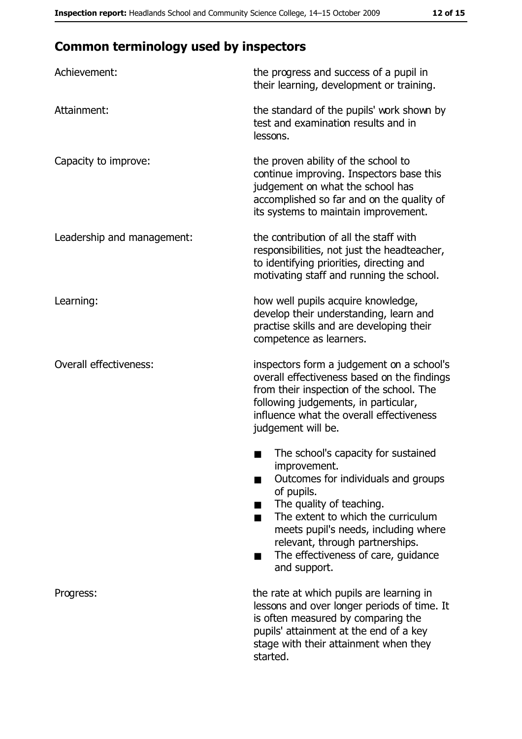## Common terminology used by inspectors

| | |
|---|---|
| Achievement: | the progress and success of a pupil in their learning, development or training. |
| Attainment: | the standard of the pupils' work shown by test and examination results and in lessons. |
| Capacity to improve: | the proven ability of the school to continue improving. Inspectors base this judgement on what the school has accomplished so far and on the quality of its systems to maintain improvement. |
| Leadership and management: | the contribution of all the staff with responsibilities, not just the headteacher, to identifying priorities, directing and motivating staff and running the school. |
| Learning: | how well pupils acquire knowledge, develop their understanding, learn and practise skills and are developing their competence as learners. |
| Overall effectiveness: | inspectors form a judgement on a school's overall effectiveness based on the findings from their inspection of the school. The following judgements, in particular, influence what the overall effectiveness judgement will be. ■ The school's capacity for sustained improvement. ■ Outcomes for individuals and groups of pupils. ■ The quality of teaching. ■ The extent to which the curriculum meets pupil's needs, including where relevant, through partnerships. ■ The effectiveness of care, guidance and support. |
| Progress: | the rate at which pupils are learning in lessons and over longer periods of time. It is often measured by comparing the pupils' attainment at the end of a key stage with their attainment when they started. |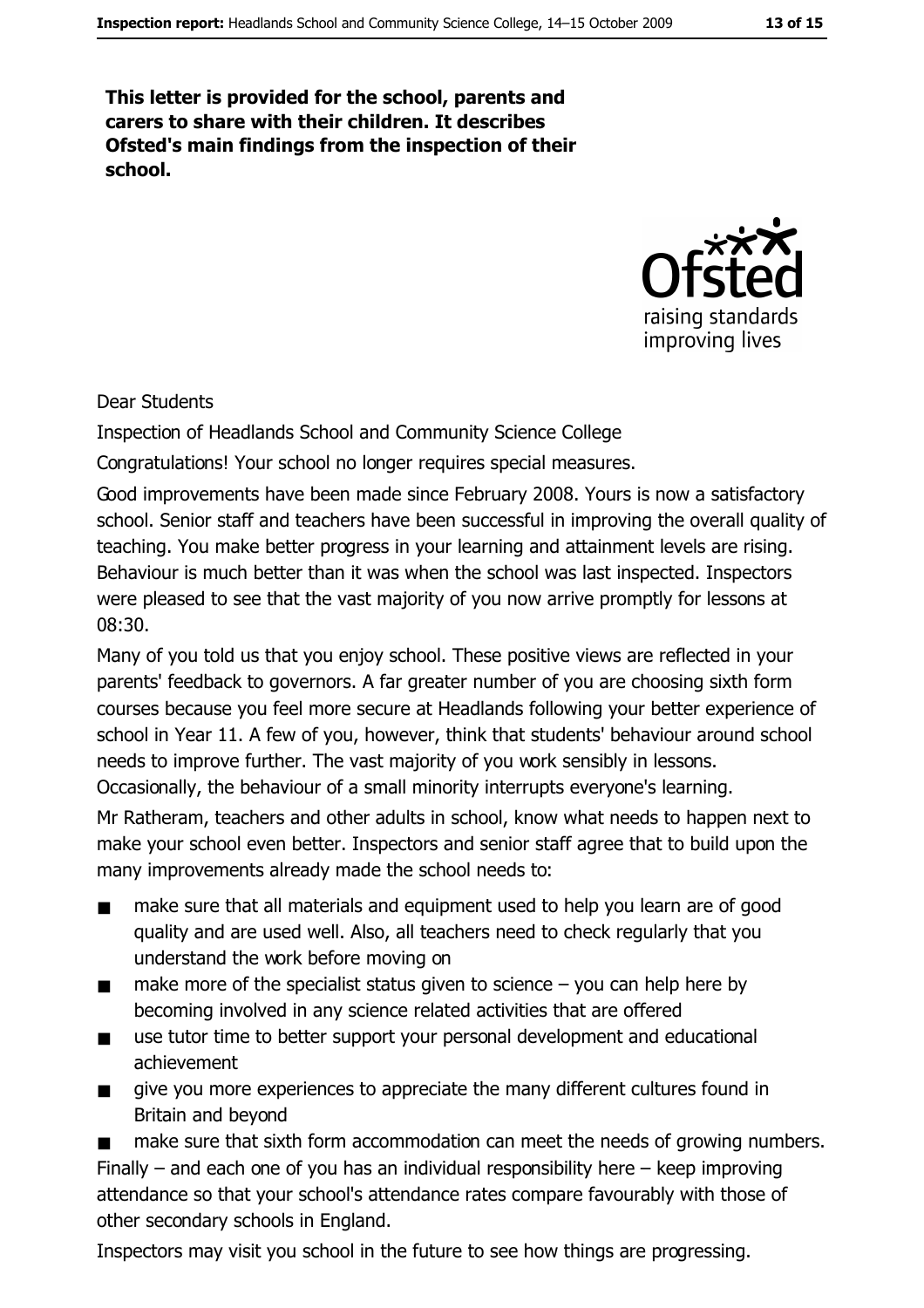**This letter is provided for the school, parents and carers to share with their children. It describes Ofsted's main findings from the inspection of their school.**

Dear Students

Inspection of Headlands School and Community Science College

Congratulations! Your school no longer requires special measures.

Good improvements have been made since February 2008. Yours is now a satisfactory school. Senior staff and teachers have been successful in improving the overall quality of teaching. You make better progress in your learning and attainment levels are rising. Behaviour is much better than it was when the school was last inspected. Inspectors were pleased to see that the vast majority of you now arrive promptly for lessons at 08:30.

Many of you told us that you enjoy school. These positive views are reflected in your parents' feedback to governors. A far greater number of you are choosing sixth form courses because you feel more secure at Headlands following your better experience of school in Year 11. A few of you, however, think that students' behaviour around school needs to improve further. The vast majority of you work sensibly in lessons. Occasionally, the behaviour of a small minority interrupts everyone's learning.

Mr Ratheram, teachers and other adults in school, know what needs to happen next to make your school even better. Inspectors and senior staff agree that to build upon the many improvements already made the school needs to:

- make sure that all materials and equipment used to help you learn are of good quality and are used well. Also, all teachers need to check regularly that you understand the work before moving on
- make more of the specialist status given to science – you can help here by becoming involved in any science related activities that are offered
- use tutor time to better support your personal development and educational achievement
- give you more experiences to appreciate the many different cultures found in Britain and beyond
- make sure that sixth form accommodation can meet the needs of growing numbers.

Finally – and each one of you has an individual responsibility here – keep improving attendance so that your school's attendance rates compare favourably with those of other secondary schools in England.

Inspectors may visit you school in the future to see how things are progressing.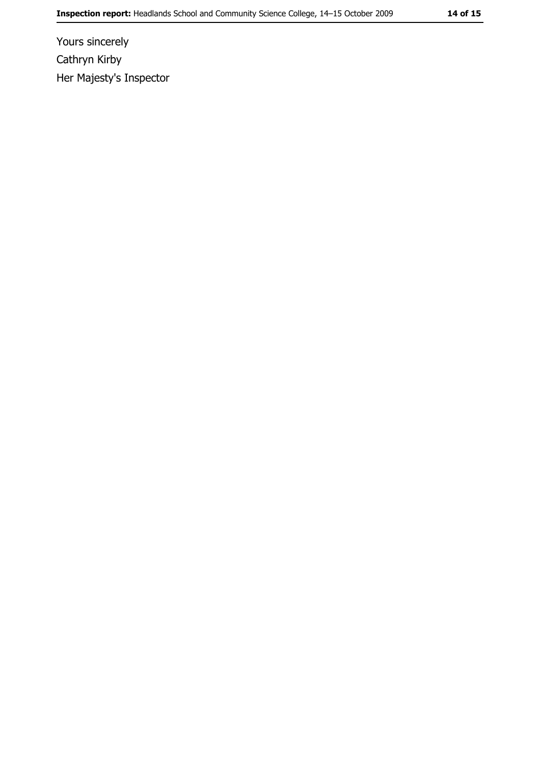Yours sincerely

Cathryn Kirby

Her Majesty's Inspector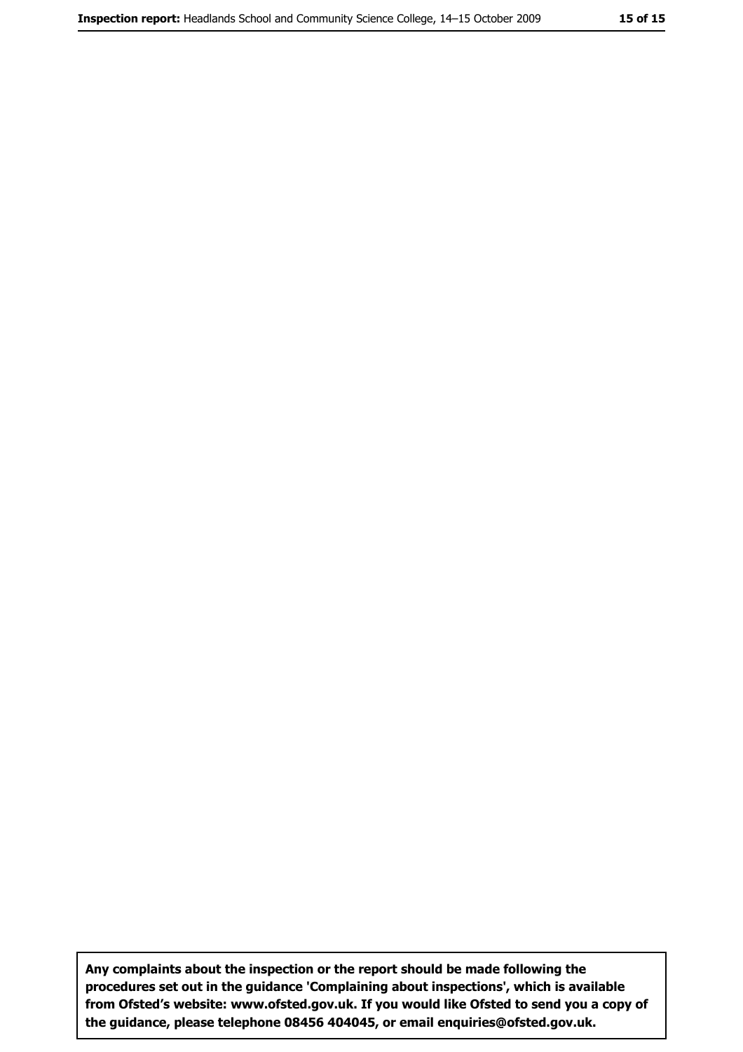**Any complaints about the inspection or the report should be made following the procedures set out in the guidance 'Complaining about inspections', which is available from Ofsted's website: www.ofsted.gov.uk. If you would like Ofsted to send you a copy of the guidance, please telephone 08456 404045, or email enquiries@ofsted.gov.uk.**